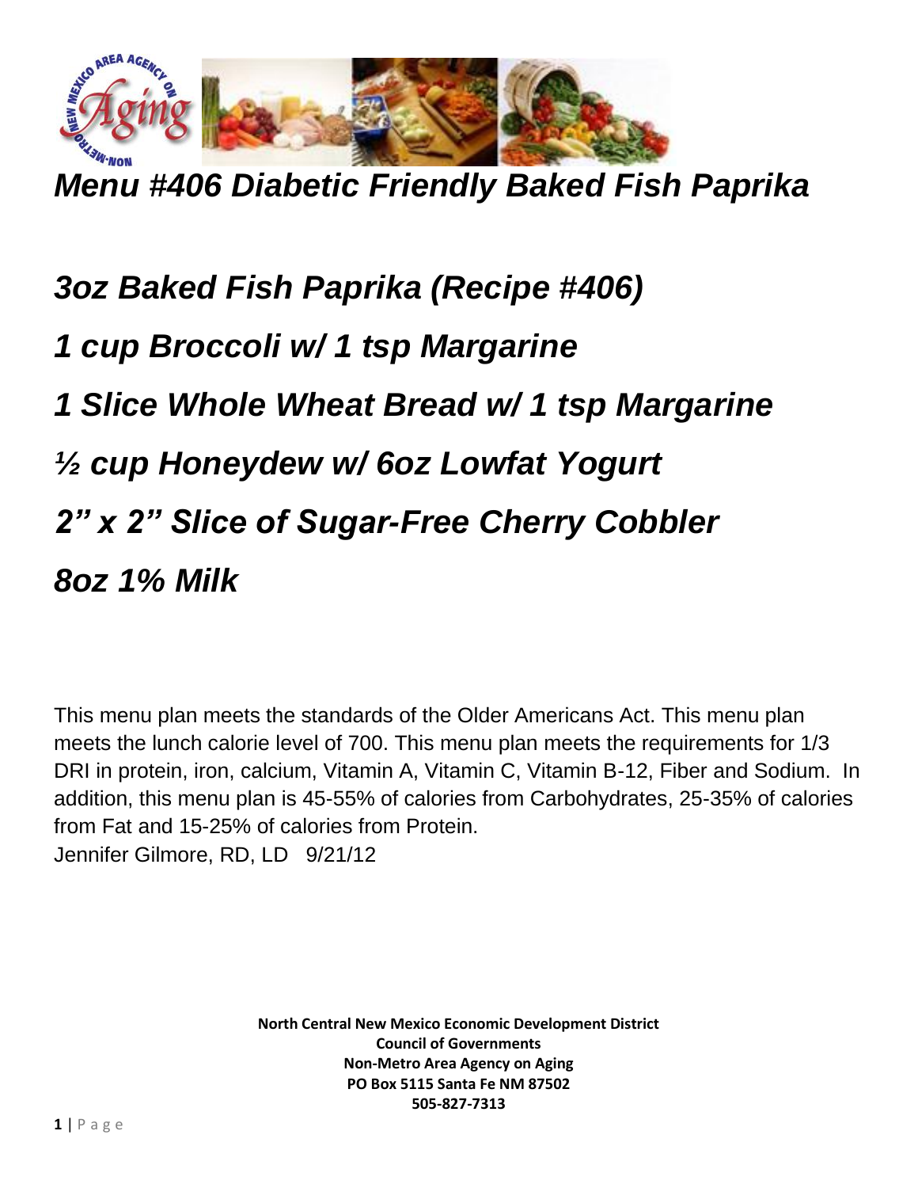# *Menu #406 Diabetic Friendly Baked Fish Paprika*

***3oz Baked Fish Paprika (Recipe #406)***

***1 cup Broccoli w/ 1 tsp Margarine***

***1 Slice Whole Wheat Bread w/ 1 tsp Margarine***

***½ cup Honeydew w/ 6oz Lowfat Yogurt***

***2" x 2" Slice of Sugar-Free Cherry Cobbler***

***8oz 1% Milk***

This menu plan meets the standards of the Older Americans Act. This menu plan meets the lunch calorie level of 700. This menu plan meets the requirements for 1/3 DRI in protein, iron, calcium, Vitamin A, Vitamin C, Vitamin B-12, Fiber and Sodium. In addition, this menu plan is 45-55% of calories from Carbohydrates, 25-35% of calories from Fat and 15-25% of calories from Protein.
Jennifer Gilmore, RD, LD 9/21/12

**North Central New Mexico Economic Development District**
**Council of Governments**
**Non-Metro Area Agency on Aging**
**PO Box 5115 Santa Fe NM 87502**
**505-827-7313**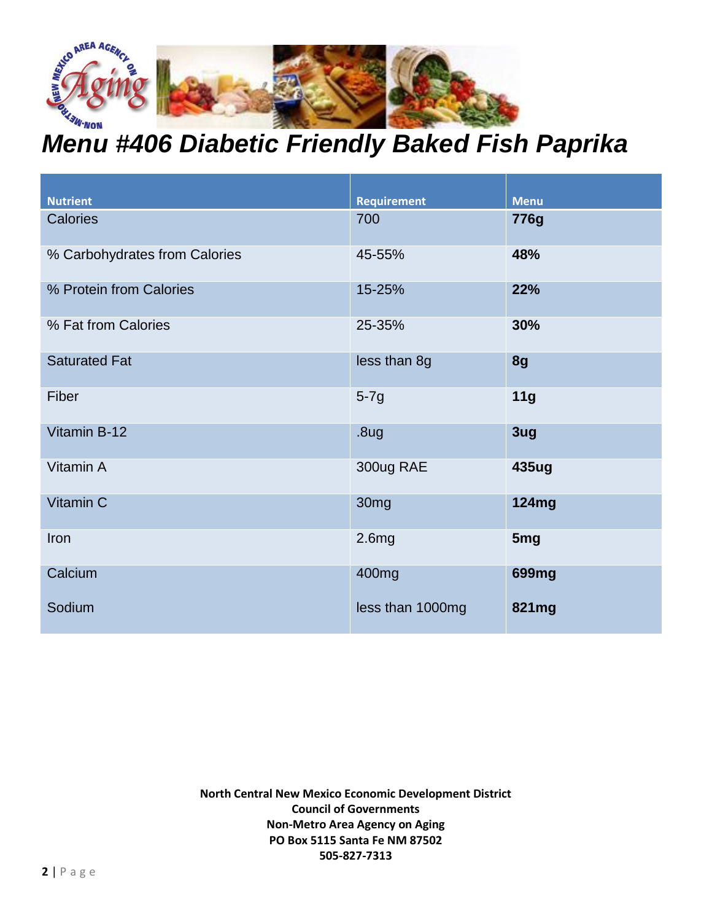# *Menu #406 Diabetic Friendly Baked Fish Paprika*

| Nutrient | Requirement | Menu |
|---|---|---|
| Calories | 700 | **776g** |
| % Carbohydrates from Calories | 45-55% | **48%** |
| % Protein from Calories | 15-25% | **22%** |
| % Fat from Calories | 25-35% | **30%** |
| Saturated Fat | less than 8g | **8g** |
| Fiber | 5-7g | **11g** |
| Vitamin B-12 | .8ug | **3ug** |
| Vitamin A | 300ug RAE | **435ug** |
| Vitamin C | 30mg | **124mg** |
| Iron | 2.6mg | **5mg** |
| Calcium | 400mg | **699mg** |
| Sodium | less than 1000mg | **821mg** |

**North Central New Mexico Economic Development District**
**Council of Governments**
**Non-Metro Area Agency on Aging**
**PO Box 5115 Santa Fe NM 87502**
**505-827-7313**